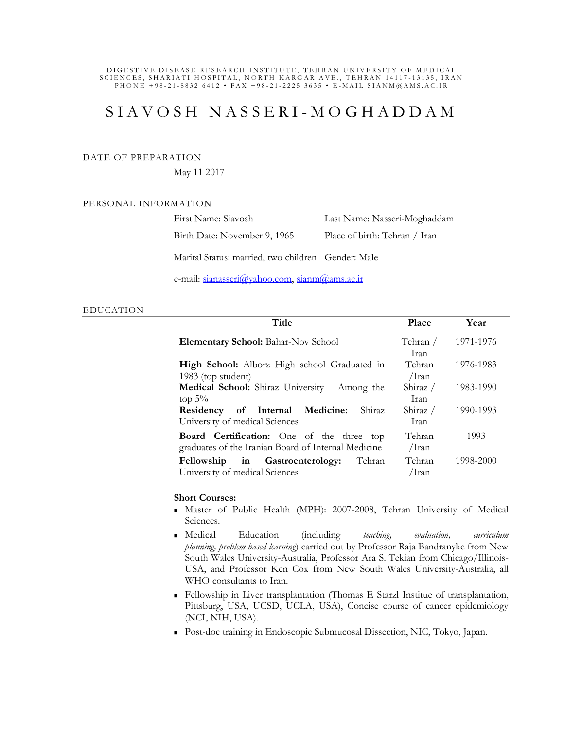DIGESTIVE DISEASE RESEARCH INSTITUTE, TEHRAN UNIVERSITY OF MEDICAL SCIENCES, SHARIATI HOSPITAL, NORTH KARGAR AVE., TEHRAN 14117-13135, IRAN
PHONE +98-21-8832 6412 • FAX +98-21-2225 3635 • E-MAIL SIANM@AMS.AC.IR

# SIAVOSH NASSERI-MOGHADDAM

## DATE OF PREPARATION

May 11 2017

## PERSONAL INFORMATION

First Name: Siavosh | Last Name: Nasseri-Moghaddam

Birth Date: November 9, 1965 | Place of birth: Tehran / Iran

Marital Status: married, two children | Gender: Male

e-mail: sianasseri@yahoo.com, sianm@ams.ac.ir

## EDUCATION

| Title | Place | Year |
|---|---|---|
| **Elementary School:** Bahar-Nov School | Tehran / Iran | 1971-1976 |
| **High School:** Alborz High school Graduated in 1983 (top student) | Tehran /Iran | 1976-1983 |
| **Medical School:** Shiraz University Among the top 5% | Shiraz / Iran | 1983-1990 |
| **Residency of Internal Medicine:** Shiraz University of medical Sciences | Shiraz / Iran | 1990-1993 |
| **Board Certification:** One of the three top graduates of the Iranian Board of Internal Medicine | Tehran /Iran | 1993 |
| **Fellowship in Gastroenterology:** Tehran University of medical Sciences | Tehran /Iran | 1998-2000 |

**Short Courses:**

- Master of Public Health (MPH): 2007-2008, Tehran University of Medical Sciences.
- Medical Education (including *teaching, evaluation, curriculum planning, problem based learning*) carried out by Professor Raja Bandranyke from New South Wales University-Australia, Professor Ara S. Tekian from Chicago/Illinois-USA, and Professor Ken Cox from New South Wales University-Australia, all WHO consultants to Iran.
- Fellowship in Liver transplantation (Thomas E Starzl Institue of transplantation, Pittsburg, USA, UCSD, UCLA, USA), Concise course of cancer epidemiology (NCI, NIH, USA).
- Post-doc training in Endoscopic Submucosal Dissection, NIC, Tokyo, Japan.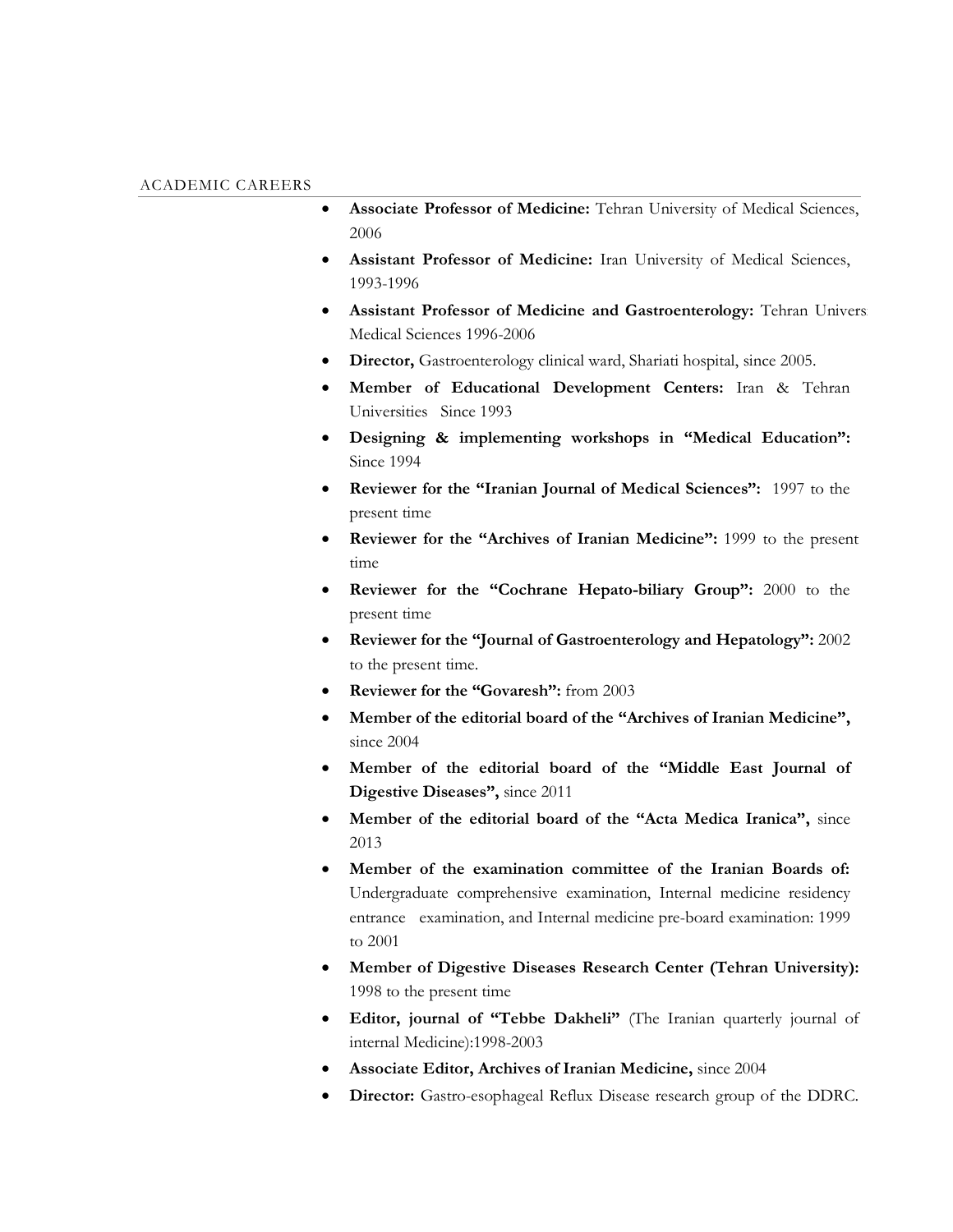## ACADEMIC CAREERS

- **Associate Professor of Medicine:** Tehran University of Medical Sciences, 2006
- **Assistant Professor of Medicine:** Iran University of Medical Sciences, 1993-1996
- **Assistant Professor of Medicine and Gastroenterology:** Tehran Univers Medical Sciences 1996-2006
- **Director,** Gastroenterology clinical ward, Shariati hospital, since 2005.
- **Member of Educational Development Centers:** Iran & Tehran Universities Since 1993
- **Designing & implementing workshops in "Medical Education":** Since 1994
- **Reviewer for the "Iranian Journal of Medical Sciences":** 1997 to the present time
- **Reviewer for the "Archives of Iranian Medicine":** 1999 to the present time
- **Reviewer for the "Cochrane Hepato-biliary Group":** 2000 to the present time
- **Reviewer for the "Journal of Gastroenterology and Hepatology":** 2002 to the present time.
- **Reviewer for the "Govaresh":** from 2003
- **Member of the editorial board of the "Archives of Iranian Medicine",** since 2004
- **Member of the editorial board of the "Middle East Journal of Digestive Diseases",** since 2011
- **Member of the editorial board of the "Acta Medica Iranica",** since 2013
- **Member of the examination committee of the Iranian Boards of:** Undergraduate comprehensive examination, Internal medicine residency entrance examination, and Internal medicine pre-board examination: 1999 to 2001
- **Member of Digestive Diseases Research Center (Tehran University):** 1998 to the present time
- **Editor, journal of "Tebbe Dakheli"** (The Iranian quarterly journal of internal Medicine):1998-2003
- **Associate Editor, Archives of Iranian Medicine,** since 2004
- **Director:** Gastro-esophageal Reflux Disease research group of the DDRC.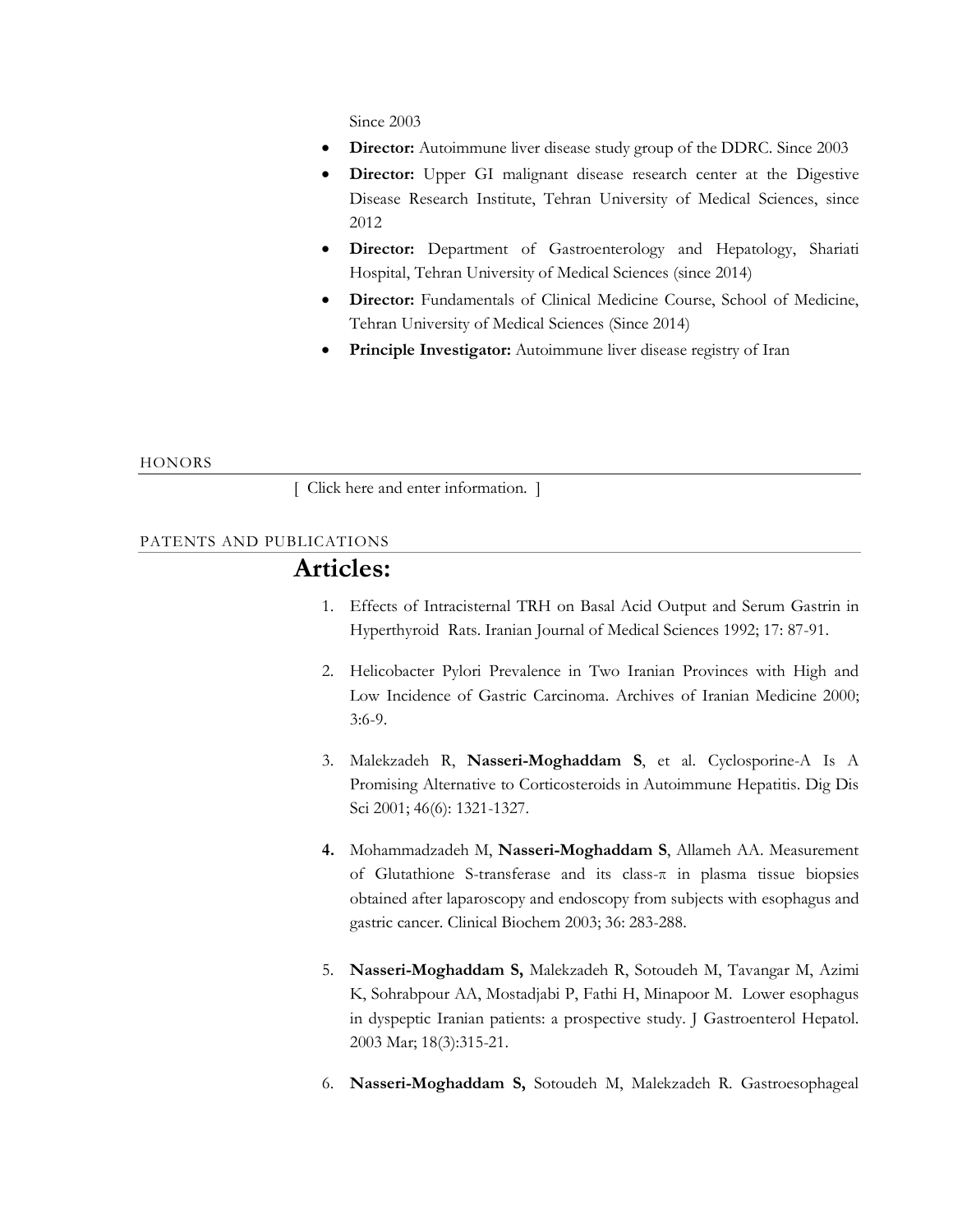Since 2003

- **Director:** Autoimmune liver disease study group of the DDRC. Since 2003
- **Director:** Upper GI malignant disease research center at the Digestive Disease Research Institute, Tehran University of Medical Sciences, since 2012
- **Director:** Department of Gastroenterology and Hepatology, Shariati Hospital, Tehran University of Medical Sciences (since 2014)
- **Director:** Fundamentals of Clinical Medicine Course, School of Medicine, Tehran University of Medical Sciences (Since 2014)
- **Principle Investigator:** Autoimmune liver disease registry of Iran

## HONORS

[ Click here and enter information. ]

## PATENTS AND PUBLICATIONS

# Articles:

1. Effects of Intracisternal TRH on Basal Acid Output and Serum Gastrin in Hyperthyroid Rats. Iranian Journal of Medical Sciences 1992; 17: 87-91.

2. Helicobacter Pylori Prevalence in Two Iranian Provinces with High and Low Incidence of Gastric Carcinoma. Archives of Iranian Medicine 2000; 3:6-9.

3. Malekzadeh R, **Nasseri-Moghaddam S**, et al. Cyclosporine-A Is A Promising Alternative to Corticosteroids in Autoimmune Hepatitis. Dig Dis Sci 2001; 46(6): 1321-1327.

4. Mohammadzadeh M, **Nasseri-Moghaddam S**, Allameh AA. Measurement of Glutathione S-transferase and its class-π in plasma tissue biopsies obtained after laparoscopy and endoscopy from subjects with esophagus and gastric cancer. Clinical Biochem 2003; 36: 283-288.

5. **Nasseri-Moghaddam S,** Malekzadeh R, Sotoudeh M, Tavangar M, Azimi K, Sohrabpour AA, Mostadjabi P, Fathi H, Minapoor M. Lower esophagus in dyspeptic Iranian patients: a prospective study. J Gastroenterol Hepatol. 2003 Mar; 18(3):315-21.

6. **Nasseri-Moghaddam S,** Sotoudeh M, Malekzadeh R. Gastroesophageal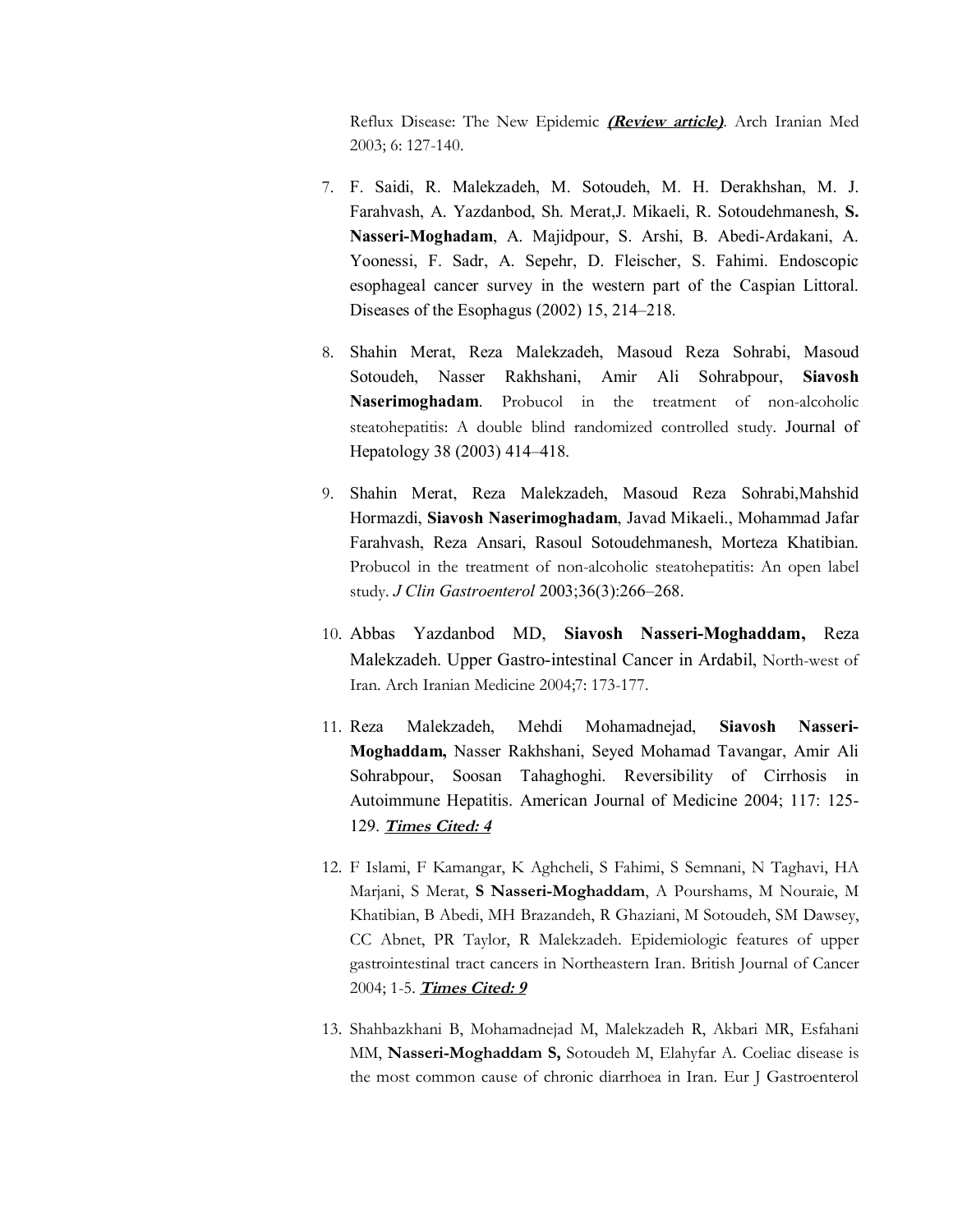Reflux Disease: The New Epidemic ***(Review article)***. Arch Iranian Med 2003; 6: 127-140.

7. F. Saidi, R. Malekzadeh, M. Sotoudeh, M. H. Derakhshan, M. J. Farahvash, A. Yazdanbod, Sh. Merat,J. Mikaeli, R. Sotoudehmanesh, **S. Nasseri-Moghadam**, A. Majidpour, S. Arshi, B. Abedi-Ardakani, A. Yoonessi, F. Sadr, A. Sepehr, D. Fleischer, S. Fahimi. Endoscopic esophageal cancer survey in the western part of the Caspian Littoral. Diseases of the Esophagus (2002) 15, 214–218.

8. Shahin Merat, Reza Malekzadeh, Masoud Reza Sohrabi, Masoud Sotoudeh, Nasser Rakhshani, Amir Ali Sohrabpour, **Siavosh Naserimoghadam**. Probucol in the treatment of non-alcoholic steatohepatitis: A double blind randomized controlled study. Journal of Hepatology 38 (2003) 414–418.

9. Shahin Merat, Reza Malekzadeh, Masoud Reza Sohrabi,Mahshid Hormazdi, **Siavosh Naserimoghadam**, Javad Mikaeli., Mohammad Jafar Farahvash, Reza Ansari, Rasoul Sotoudehmanesh, Morteza Khatibian. Probucol in the treatment of non-alcoholic steatohepatitis: An open label study. *J Clin Gastroenterol* 2003;36(3):266–268.

10. Abbas Yazdanbod MD, **Siavosh Nasseri-Moghaddam,** Reza Malekzadeh. Upper Gastro-intestinal Cancer in Ardabil, North-west of Iran. Arch Iranian Medicine 2004;7: 173-177.

11. Reza Malekzadeh, Mehdi Mohamadnejad, **Siavosh Nasseri-Moghaddam,** Nasser Rakhshani, Seyed Mohamad Tavangar, Amir Ali Sohrabpour, Soosan Tahaghoghi. Reversibility of Cirrhosis in Autoimmune Hepatitis. American Journal of Medicine 2004; 117: 125-129. ***Times Cited: 4***

12. F Islami, F Kamangar, K Aghcheli, S Fahimi, S Semnani, N Taghavi, HA Marjani, S Merat, **S Nasseri-Moghaddam**, A Pourshams, M Nouraie, M Khatibian, B Abedi, MH Brazandeh, R Ghaziani, M Sotoudeh, SM Dawsey, CC Abnet, PR Taylor, R Malekzadeh. Epidemiologic features of upper gastrointestinal tract cancers in Northeastern Iran. British Journal of Cancer 2004; 1-5. ***Times Cited: 9***

13. Shahbazkhani B, Mohamadnejad M, Malekzadeh R, Akbari MR, Esfahani MM, **Nasseri-Moghaddam S,** Sotoudeh M, Elahyfar A. Coeliac disease is the most common cause of chronic diarrhoea in Iran. Eur J Gastroenterol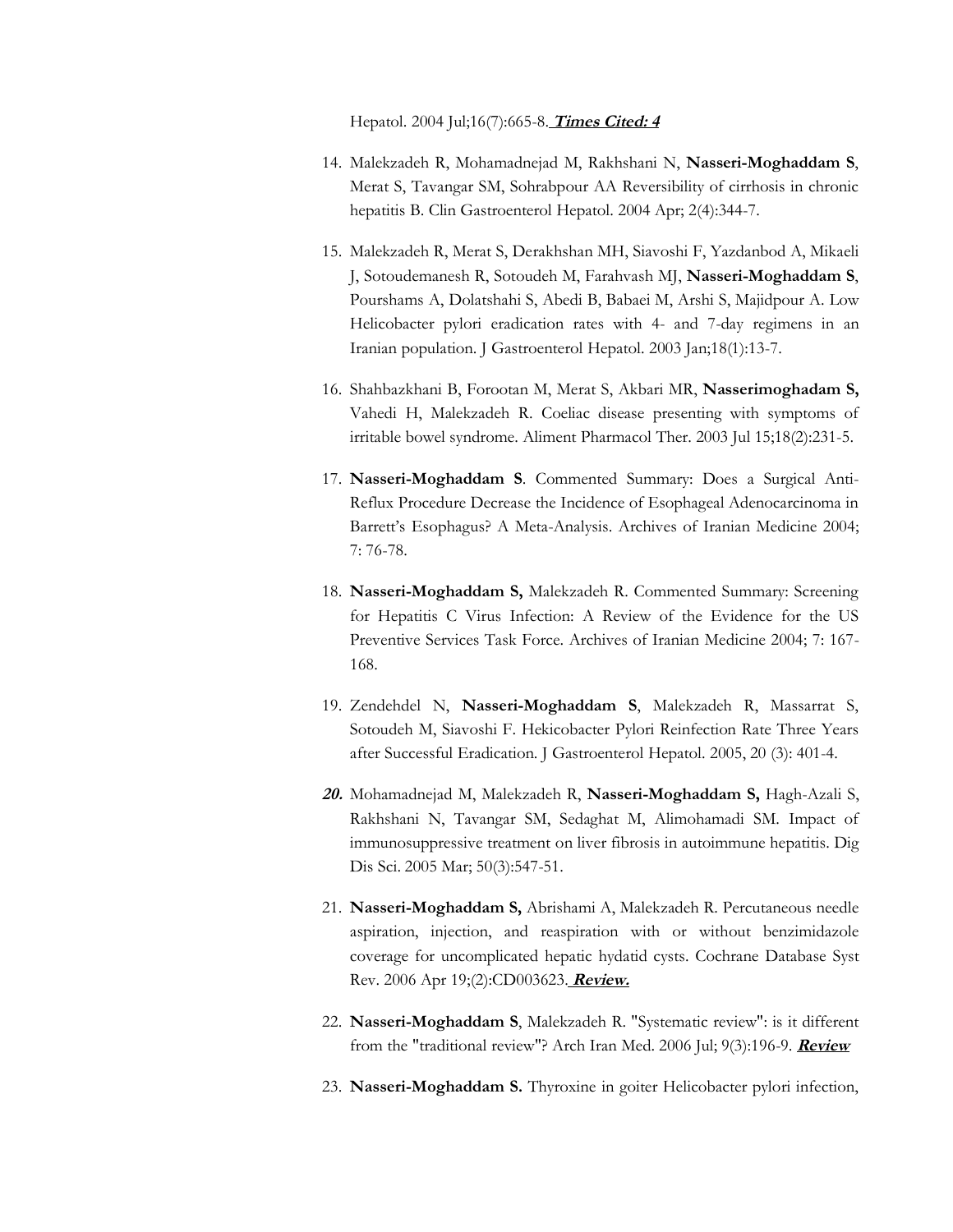Hepatol. 2004 Jul;16(7):665-8. ***Times Cited: 4***

14. Malekzadeh R, Mohamadnejad M, Rakhshani N, **Nasseri-Moghaddam S**, Merat S, Tavangar SM, Sohrabpour AA Reversibility of cirrhosis in chronic hepatitis B. Clin Gastroenterol Hepatol. 2004 Apr; 2(4):344-7.

15. Malekzadeh R, Merat S, Derakhshan MH, Siavoshi F, Yazdanbod A, Mikaeli J, Sotoudemanesh R, Sotoudeh M, Farahvash MJ, **Nasseri-Moghaddam S**, Pourshams A, Dolatshahi S, Abedi B, Babaei M, Arshi S, Majidpour A. Low Helicobacter pylori eradication rates with 4- and 7-day regimens in an Iranian population. J Gastroenterol Hepatol. 2003 Jan;18(1):13-7.

16. Shahbazkhani B, Forootan M, Merat S, Akbari MR, **Nasserimoghadam S,** Vahedi H, Malekzadeh R. Coeliac disease presenting with symptoms of irritable bowel syndrome. Aliment Pharmacol Ther. 2003 Jul 15;18(2):231-5.

17. **Nasseri-Moghaddam S**. Commented Summary: Does a Surgical Anti-Reflux Procedure Decrease the Incidence of Esophageal Adenocarcinoma in Barrett's Esophagus? A Meta-Analysis. Archives of Iranian Medicine 2004; 7: 76-78.

18. **Nasseri-Moghaddam S,** Malekzadeh R. Commented Summary: Screening for Hepatitis C Virus Infection: A Review of the Evidence for the US Preventive Services Task Force. Archives of Iranian Medicine 2004; 7: 167-168.

19. Zendehdel N, **Nasseri-Moghaddam S**, Malekzadeh R, Massarrat S, Sotoudeh M, Siavoshi F. Hekicobacter Pylori Reinfection Rate Three Years after Successful Eradication. J Gastroenterol Hepatol. 2005, 20 (3): 401-4.

20. Mohamadnejad M, Malekzadeh R, **Nasseri-Moghaddam S,** Hagh-Azali S, Rakhshani N, Tavangar SM, Sedaghat M, Alimohamadi SM. Impact of immunosuppressive treatment on liver fibrosis in autoimmune hepatitis. Dig Dis Sci. 2005 Mar; 50(3):547-51.

21. **Nasseri-Moghaddam S,** Abrishami A, Malekzadeh R. Percutaneous needle aspiration, injection, and reaspiration with or without benzimidazole coverage for uncomplicated hepatic hydatid cysts. Cochrane Database Syst Rev. 2006 Apr 19;(2):CD003623. ***Review.***

22. **Nasseri-Moghaddam S**, Malekzadeh R. "Systematic review": is it different from the "traditional review"? Arch Iran Med. 2006 Jul; 9(3):196-9. ***Review***

23. **Nasseri-Moghaddam S.** Thyroxine in goiter Helicobacter pylori infection,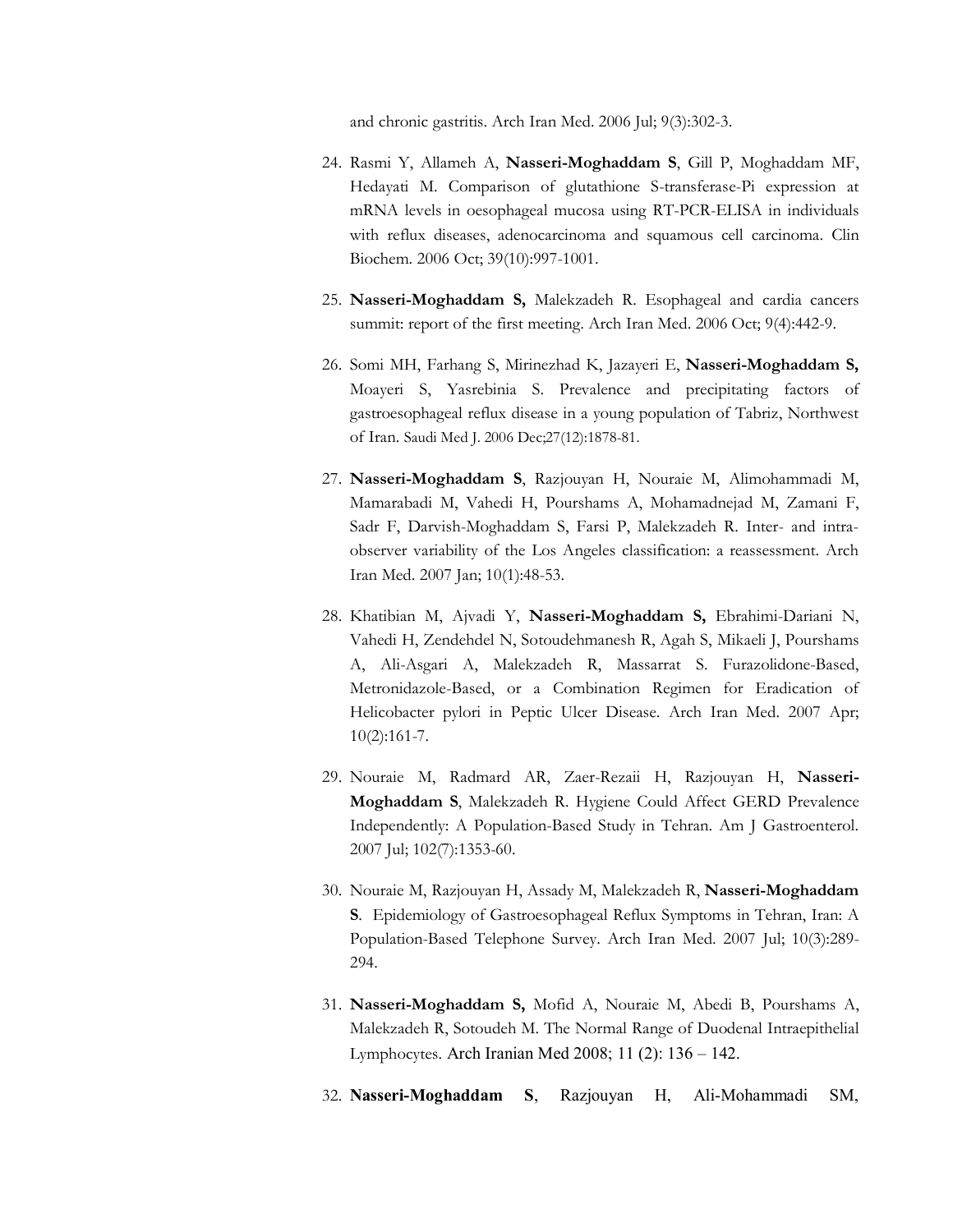and chronic gastritis. Arch Iran Med. 2006 Jul; 9(3):302-3.

24. Rasmi Y, Allameh A, **Nasseri-Moghaddam S**, Gill P, Moghaddam MF, Hedayati M. Comparison of glutathione S-transferase-Pi expression at mRNA levels in oesophageal mucosa using RT-PCR-ELISA in individuals with reflux diseases, adenocarcinoma and squamous cell carcinoma. Clin Biochem. 2006 Oct; 39(10):997-1001.

25. **Nasseri-Moghaddam S,** Malekzadeh R. Esophageal and cardia cancers summit: report of the first meeting. Arch Iran Med. 2006 Oct; 9(4):442-9.

26. Somi MH, Farhang S, Mirinezhad K, Jazayeri E, **Nasseri-Moghaddam S,** Moayeri S, Yasrebinia S. Prevalence and precipitating factors of gastroesophageal reflux disease in a young population of Tabriz, Northwest of Iran. Saudi Med J. 2006 Dec;27(12):1878-81.

27. **Nasseri-Moghaddam S**, Razjouyan H, Nouraie M, Alimohammadi M, Mamarabadi M, Vahedi H, Pourshams A, Mohamadnejad M, Zamani F, Sadr F, Darvish-Moghaddam S, Farsi P, Malekzadeh R. Inter- and intra-observer variability of the Los Angeles classification: a reassessment. Arch Iran Med. 2007 Jan; 10(1):48-53.

28. Khatibian M, Ajvadi Y, **Nasseri-Moghaddam S,** Ebrahimi-Dariani N, Vahedi H, Zendehdel N, Sotoudehmanesh R, Agah S, Mikaeli J, Pourshams A, Ali-Asgari A, Malekzadeh R, Massarrat S. Furazolidone-Based, Metronidazole-Based, or a Combination Regimen for Eradication of Helicobacter pylori in Peptic Ulcer Disease. Arch Iran Med. 2007 Apr; 10(2):161-7.

29. Nouraie M, Radmard AR, Zaer-Rezaii H, Razjouyan H, **Nasseri-Moghaddam S**, Malekzadeh R. Hygiene Could Affect GERD Prevalence Independently: A Population-Based Study in Tehran. Am J Gastroenterol. 2007 Jul; 102(7):1353-60.

30. Nouraie M, Razjouyan H, Assady M, Malekzadeh R, **Nasseri-Moghaddam S**. Epidemiology of Gastroesophageal Reflux Symptoms in Tehran, Iran: A Population-Based Telephone Survey. Arch Iran Med. 2007 Jul; 10(3):289-294.

31. **Nasseri-Moghaddam S,** Mofid A, Nouraie M, Abedi B, Pourshams A, Malekzadeh R, Sotoudeh M. The Normal Range of Duodenal Intraepithelial Lymphocytes. Arch Iranian Med 2008; 11 (2): 136 – 142.

32. **Nasseri-Moghaddam S**, Razjouyan H, Ali-Mohammadi SM,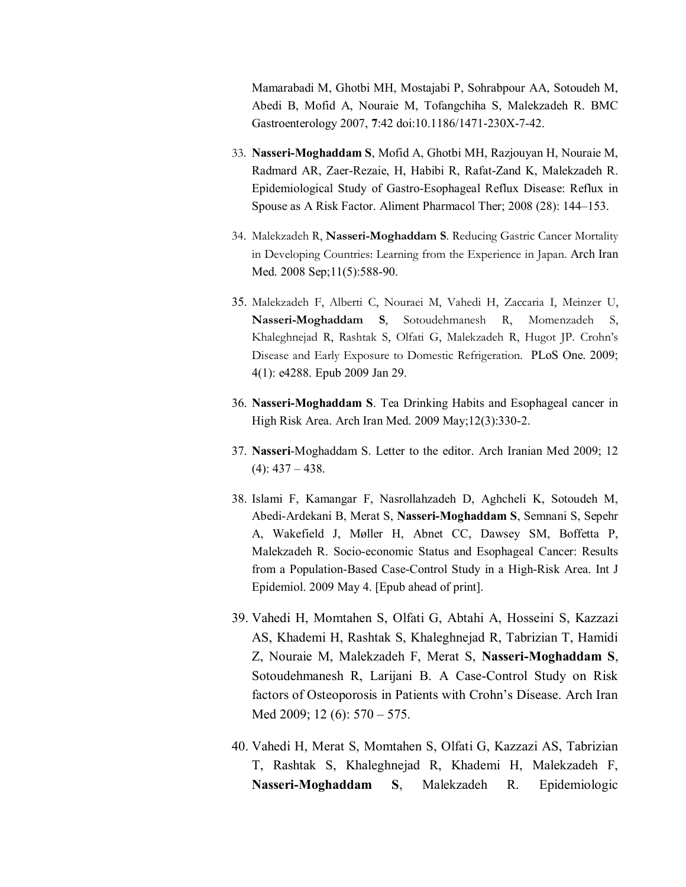Mamarabadi M, Ghotbi MH, Mostajabi P, Sohrabpour AA, Sotoudeh M, Abedi B, Mofid A, Nouraie M, Tofangchiha S, Malekzadeh R. BMC Gastroenterology 2007, **7**:42 doi:10.1186/1471-230X-7-42.

33. **Nasseri-Moghaddam S**, Mofid A, Ghotbi MH, Razjouyan H, Nouraie M, Radmard AR, Zaer-Rezaie, H, Habibi R, Rafat-Zand K, Malekzadeh R. Epidemiological Study of Gastro-Esophageal Reflux Disease: Reflux in Spouse as A Risk Factor. Aliment Pharmacol Ther; 2008 (28): 144–153.

34. Malekzadeh R, **Nasseri-Moghaddam S**. Reducing Gastric Cancer Mortality in Developing Countries: Learning from the Experience in Japan. Arch Iran Med. 2008 Sep;11(5):588-90.

35. Malekzadeh F, Alberti C, Nouraei M, Vahedi H, Zaccaria I, Meinzer U, **Nasseri-Moghaddam S**, Sotoudehmanesh R, Momenzadeh S, Khaleghnejad R, Rashtak S, Olfati G, Malekzadeh R, Hugot JP. Crohn's Disease and Early Exposure to Domestic Refrigeration. PLoS One. 2009; 4(1): e4288. Epub 2009 Jan 29.

36. **Nasseri-Moghaddam S**. Tea Drinking Habits and Esophageal cancer in High Risk Area. Arch Iran Med. 2009 May;12(3):330-2.

37. **Nasseri**-Moghaddam S. Letter to the editor. Arch Iranian Med 2009; 12 (4): 437 – 438.

38. Islami F, Kamangar F, Nasrollahzadeh D, Aghcheli K, Sotoudeh M, Abedi-Ardekani B, Merat S, **Nasseri-Moghaddam S**, Semnani S, Sepehr A, Wakefield J, Møller H, Abnet CC, Dawsey SM, Boffetta P, Malekzadeh R. Socio-economic Status and Esophageal Cancer: Results from a Population-Based Case-Control Study in a High-Risk Area. Int J Epidemiol. 2009 May 4. [Epub ahead of print].

39. Vahedi H, Momtahen S, Olfati G, Abtahi A, Hosseini S, Kazzazi AS, Khademi H, Rashtak S, Khaleghnejad R, Tabrizian T, Hamidi Z, Nouraie M, Malekzadeh F, Merat S, **Nasseri-Moghaddam S**, Sotoudehmanesh R, Larijani B. A Case-Control Study on Risk factors of Osteoporosis in Patients with Crohn's Disease. Arch Iran Med 2009; 12 (6): 570 – 575.

40. Vahedi H, Merat S, Momtahen S, Olfati G, Kazzazi AS, Tabrizian T, Rashtak S, Khaleghnejad R, Khademi H, Malekzadeh F, **Nasseri-Moghaddam S**, Malekzadeh R. Epidemiologic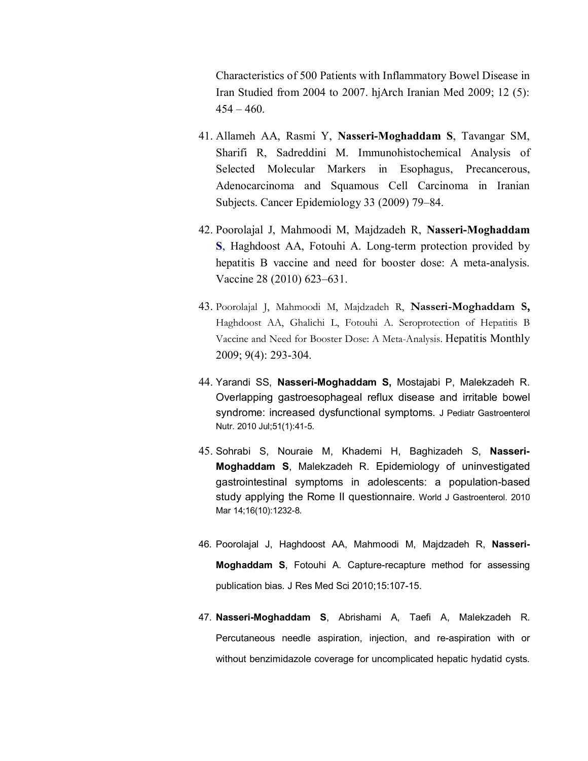Characteristics of 500 Patients with Inflammatory Bowel Disease in Iran Studied from 2004 to 2007. hjArch Iranian Med 2009; 12 (5): 454 – 460.

41. Allameh AA, Rasmi Y, **Nasseri-Moghaddam S**, Tavangar SM, Sharifi R, Sadreddini M. Immunohistochemical Analysis of Selected Molecular Markers in Esophagus, Precancerous, Adenocarcinoma and Squamous Cell Carcinoma in Iranian Subjects. Cancer Epidemiology 33 (2009) 79–84.

42. Poorolajal J, Mahmoodi M, Majdzadeh R, **Nasseri-Moghaddam S**, Haghdoost AA, Fotouhi A. Long-term protection provided by hepatitis B vaccine and need for booster dose: A meta-analysis. Vaccine 28 (2010) 623–631.

43. Poorolajal J, Mahmoodi M, Majdzadeh R, **Nasseri-Moghaddam S,** Haghdoost AA, Ghalichi L, Fotouhi A. Seroprotection of Hepatitis B Vaccine and Need for Booster Dose: A Meta-Analysis. Hepatitis Monthly 2009; 9(4): 293-304.

44. Yarandi SS, **Nasseri-Moghaddam S,** Mostajabi P, Malekzadeh R. Overlapping gastroesophageal reflux disease and irritable bowel syndrome: increased dysfunctional symptoms. J Pediatr Gastroenterol Nutr. 2010 Jul;51(1):41-5.

45. Sohrabi S, Nouraie M, Khademi H, Baghizadeh S, **Nasseri-Moghaddam S**, Malekzadeh R. Epidemiology of uninvestigated gastrointestinal symptoms in adolescents: a population-based study applying the Rome II questionnaire. World J Gastroenterol. 2010 Mar 14;16(10):1232-8.

46. Poorolajal J, Haghdoost AA, Mahmoodi M, Majdzadeh R, **Nasseri-Moghaddam S**, Fotouhi A. Capture-recapture method for assessing publication bias. J Res Med Sci 2010;15:107-15.

47. **Nasseri-Moghaddam S**, Abrishami A, Taefi A, Malekzadeh R. Percutaneous needle aspiration, injection, and re-aspiration with or without benzimidazole coverage for uncomplicated hepatic hydatid cysts.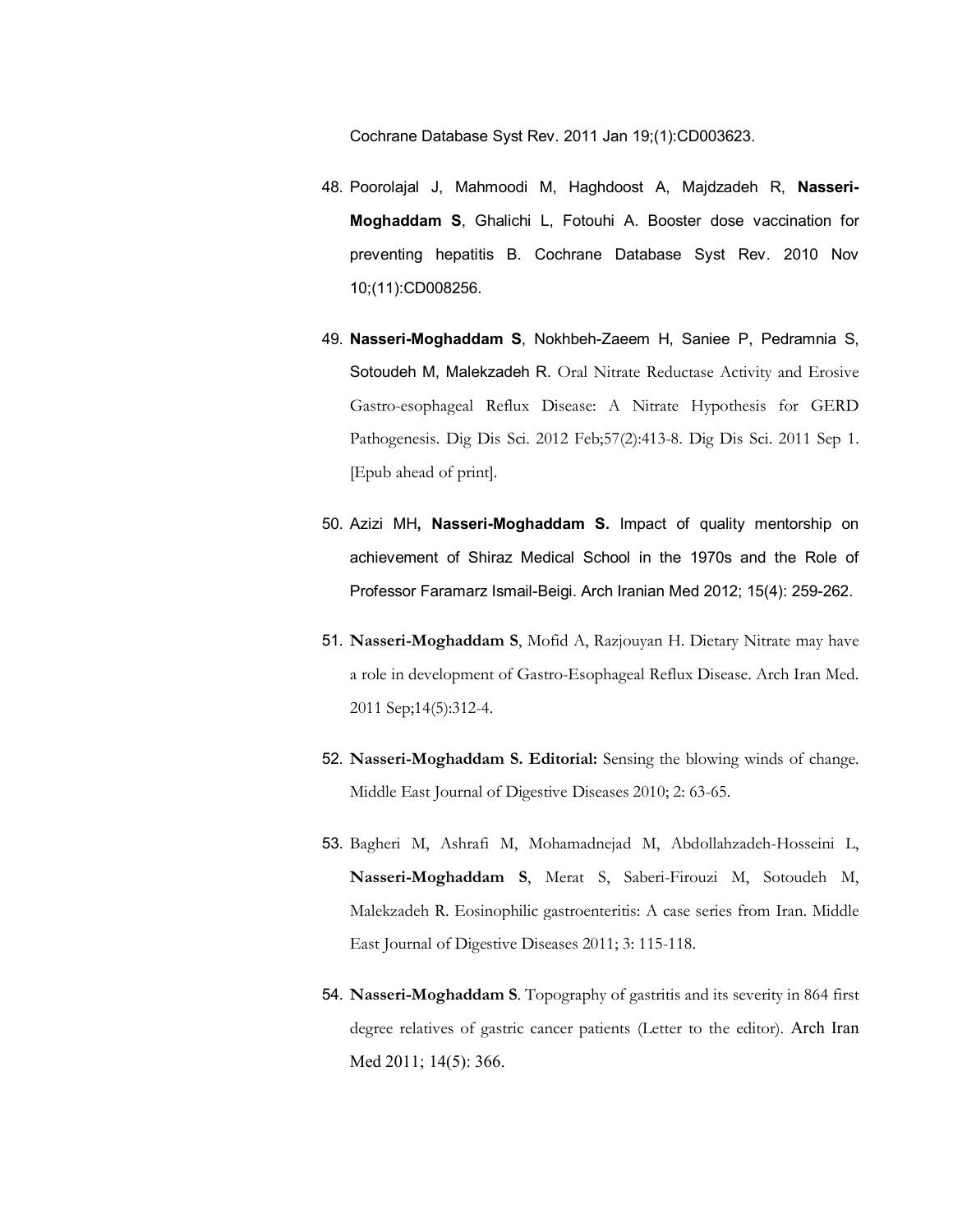Cochrane Database Syst Rev. 2011 Jan 19;(1):CD003623.

48. Poorolajal J, Mahmoodi M, Haghdoost A, Majdzadeh R, **Nasseri-Moghaddam S**, Ghalichi L, Fotouhi A. Booster dose vaccination for preventing hepatitis B. Cochrane Database Syst Rev. 2010 Nov 10;(11):CD008256.

49. **Nasseri-Moghaddam S**, Nokhbeh-Zaeem H, Saniee P, Pedramnia S, Sotoudeh M, Malekzadeh R. Oral Nitrate Reductase Activity and Erosive Gastro-esophageal Reflux Disease: A Nitrate Hypothesis for GERD Pathogenesis. Dig Dis Sci. 2012 Feb;57(2):413-8. Dig Dis Sci. 2011 Sep 1. [Epub ahead of print].

50. Azizi MH**, Nasseri-Moghaddam S.** Impact of quality mentorship on achievement of Shiraz Medical School in the 1970s and the Role of Professor Faramarz Ismail-Beigi. Arch Iranian Med 2012; 15(4): 259-262.

51. **Nasseri-Moghaddam S**, Mofid A, Razjouyan H. Dietary Nitrate may have a role in development of Gastro-Esophageal Reflux Disease. Arch Iran Med. 2011 Sep;14(5):312-4.

52. **Nasseri-Moghaddam S. Editorial:** Sensing the blowing winds of change. Middle East Journal of Digestive Diseases 2010; 2: 63-65.

53. Bagheri M, Ashrafi M, Mohamadnejad M, Abdollahzadeh-Hosseini L, **Nasseri-Moghaddam S**, Merat S, Saberi-Firouzi M, Sotoudeh M, Malekzadeh R. Eosinophilic gastroenteritis: A case series from Iran. Middle East Journal of Digestive Diseases 2011; 3: 115-118.

54. **Nasseri-Moghaddam S**. Topography of gastritis and its severity in 864 first degree relatives of gastric cancer patients (Letter to the editor). Arch Iran Med 2011; 14(5): 366.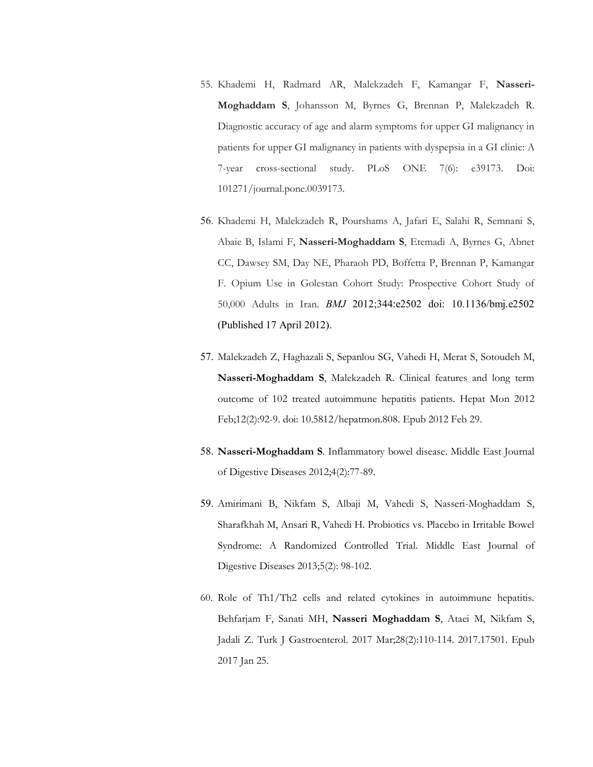55. Khademi H, Radmard AR, Malekzadeh F, Kamangar F, **Nasseri-Moghaddam S**, Johansson M, Byrnes G, Brennan P, Malekzadeh R. Diagnostic accuracy of age and alarm symptoms for upper GI malignancy in patients for upper GI malignancy in patients with dyspepsia in a GI clinic: A 7-year cross-sectional study. PLoS ONE 7(6): e39173. Doi: 101271/journal.pone.0039173.

56. Khademi H, Malekzadeh R, Pourshams A, Jafari E, Salahi R, Semnani S, Abaie B, Islami F, **Nasseri-Moghaddam S**, Etemadi A, Byrnes G, Abnet CC, Dawsey SM, Day NE, Pharaoh PD, Boffetta P, Brennan P, Kamangar F. Opium Use in Golestan Cohort Study: Prospective Cohort Study of 50,000 Adults in Iran. *BMJ* 2012;344:e2502 doi: 10.1136/bmj.e2502 (Published 17 April 2012).

57. Malekzadeh Z, Haghazali S, Sepanlou SG, Vahedi H, Merat S, Sotoudeh M, **Nasseri-Moghaddam S**, Malekzadeh R. Clinical features and long term outcome of 102 treated autoimmune hepatitis patients. Hepat Mon 2012 Feb;12(2):92-9. doi: 10.5812/hepatmon.808. Epub 2012 Feb 29.

58. **Nasseri-Moghaddam S**. Inflammatory bowel disease. Middle East Journal of Digestive Diseases 2012;4(2):77-89.

59. Amirimani B, Nikfam S, Albaji M, Vahedi S, Nasseri-Moghaddam S, Sharafkhah M, Ansari R, Vahedi H. Probiotics vs. Placebo in Irritable Bowel Syndrome: A Randomized Controlled Trial. Middle East Journal of Digestive Diseases 2013;5(2): 98-102.

60. Role of Th1/Th2 cells and related cytokines in autoimmune hepatitis. Behfarjam F, Sanati MH, **Nasseri Moghaddam S**, Ataei M, Nikfam S, Jadali Z. Turk J Gastroenterol. 2017 Mar;28(2):110-114. 2017.17501. Epub 2017 Jan 25.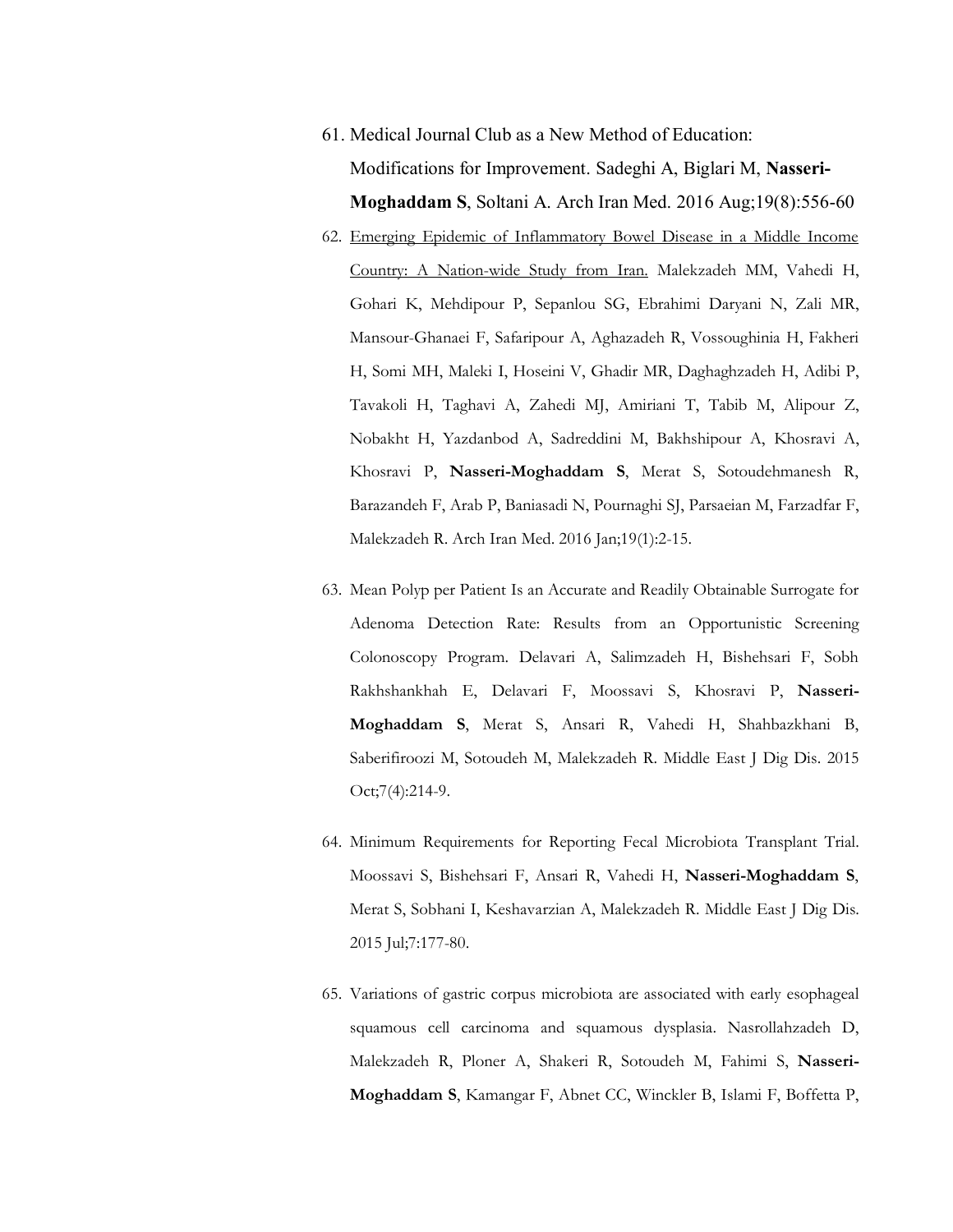61. Medical Journal Club as a New Method of Education: Modifications for Improvement. Sadeghi A, Biglari M, **Nasseri-Moghaddam S**, Soltani A. Arch Iran Med. 2016 Aug;19(8):556-60
62. <u>Emerging Epidemic of Inflammatory Bowel Disease in a Middle Income Country: A Nation-wide Study from Iran.</u> Malekzadeh MM, Vahedi H, Gohari K, Mehdipour P, Sepanlou SG, Ebrahimi Daryani N, Zali MR, Mansour-Ghanaei F, Safaripour A, Aghazadeh R, Vossoughinia H, Fakheri H, Somi MH, Maleki I, Hoseini V, Ghadir MR, Daghaghzadeh H, Adibi P, Tavakoli H, Taghavi A, Zahedi MJ, Amiriani T, Tabib M, Alipour Z, Nobakht H, Yazdanbod A, Sadreddini M, Bakhshipour A, Khosravi A, Khosravi P, **Nasseri-Moghaddam S**, Merat S, Sotoudehmanesh R, Barazandeh F, Arab P, Baniasadi N, Pournaghi SJ, Parsaeian M, Farzadfar F, Malekzadeh R. Arch Iran Med. 2016 Jan;19(1):2-15.
63. Mean Polyp per Patient Is an Accurate and Readily Obtainable Surrogate for Adenoma Detection Rate: Results from an Opportunistic Screening Colonoscopy Program. Delavari A, Salimzadeh H, Bishehsari F, Sobh Rakhshankhah E, Delavari F, Moossavi S, Khosravi P, **Nasseri-Moghaddam S**, Merat S, Ansari R, Vahedi H, Shahbazkhani B, Saberifiroozi M, Sotoudeh M, Malekzadeh R. Middle East J Dig Dis. 2015 Oct;7(4):214-9.
64. Minimum Requirements for Reporting Fecal Microbiota Transplant Trial. Moossavi S, Bishehsari F, Ansari R, Vahedi H, **Nasseri-Moghaddam S**, Merat S, Sobhani I, Keshavarzian A, Malekzadeh R. Middle East J Dig Dis. 2015 Jul;7:177-80.
65. Variations of gastric corpus microbiota are associated with early esophageal squamous cell carcinoma and squamous dysplasia. Nasrollahzadeh D, Malekzadeh R, Ploner A, Shakeri R, Sotoudeh M, Fahimi S, **Nasseri-Moghaddam S**, Kamangar F, Abnet CC, Winckler B, Islami F, Boffetta P,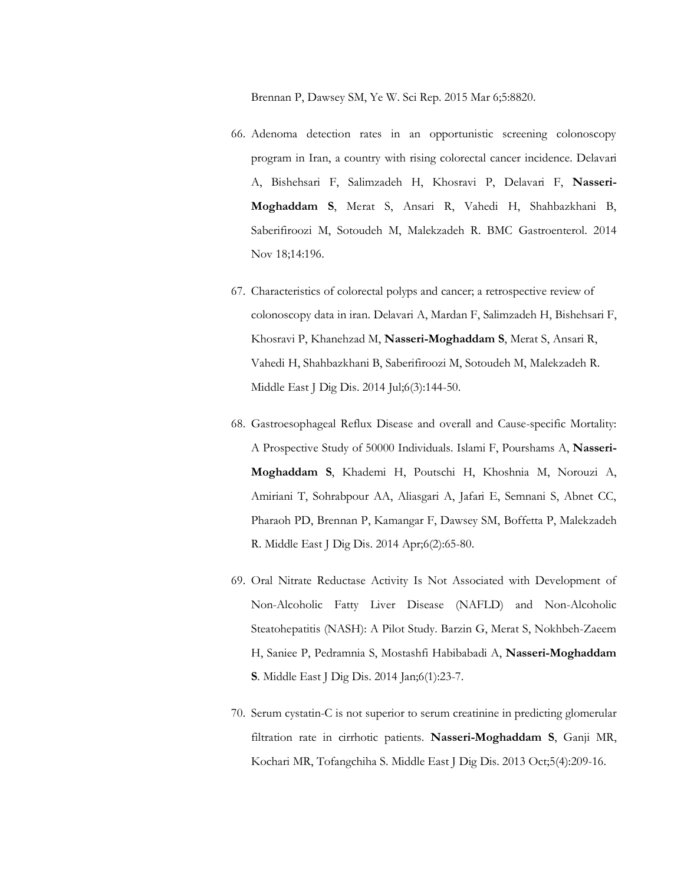Brennan P, Dawsey SM, Ye W. Sci Rep. 2015 Mar 6;5:8820.

66. Adenoma detection rates in an opportunistic screening colonoscopy program in Iran, a country with rising colorectal cancer incidence. Delavari A, Bishehsari F, Salimzadeh H, Khosravi P, Delavari F, **Nasseri-Moghaddam S**, Merat S, Ansari R, Vahedi H, Shahbazkhani B, Saberifiroozi M, Sotoudeh M, Malekzadeh R. BMC Gastroenterol. 2014 Nov 18;14:196.

67. Characteristics of colorectal polyps and cancer; a retrospective review of colonoscopy data in iran. Delavari A, Mardan F, Salimzadeh H, Bishehsari F, Khosravi P, Khanehzad M, **Nasseri-Moghaddam S**, Merat S, Ansari R, Vahedi H, Shahbazkhani B, Saberifiroozi M, Sotoudeh M, Malekzadeh R. Middle East J Dig Dis. 2014 Jul;6(3):144-50.

68. Gastroesophageal Reflux Disease and overall and Cause-specific Mortality: A Prospective Study of 50000 Individuals. Islami F, Pourshams A, **Nasseri-Moghaddam S**, Khademi H, Poutschi H, Khoshnia M, Norouzi A, Amiriani T, Sohrabpour AA, Aliasgari A, Jafari E, Semnani S, Abnet CC, Pharaoh PD, Brennan P, Kamangar F, Dawsey SM, Boffetta P, Malekzadeh R. Middle East J Dig Dis. 2014 Apr;6(2):65-80.

69. Oral Nitrate Reductase Activity Is Not Associated with Development of Non-Alcoholic Fatty Liver Disease (NAFLD) and Non-Alcoholic Steatohepatitis (NASH): A Pilot Study. Barzin G, Merat S, Nokhbeh-Zaeem H, Saniee P, Pedramnia S, Mostashfi Habibabadi A, **Nasseri-Moghaddam S**. Middle East J Dig Dis. 2014 Jan;6(1):23-7.

70. Serum cystatin-C is not superior to serum creatinine in predicting glomerular filtration rate in cirrhotic patients. **Nasseri-Moghaddam S**, Ganji MR, Kochari MR, Tofangchiha S. Middle East J Dig Dis. 2013 Oct;5(4):209-16.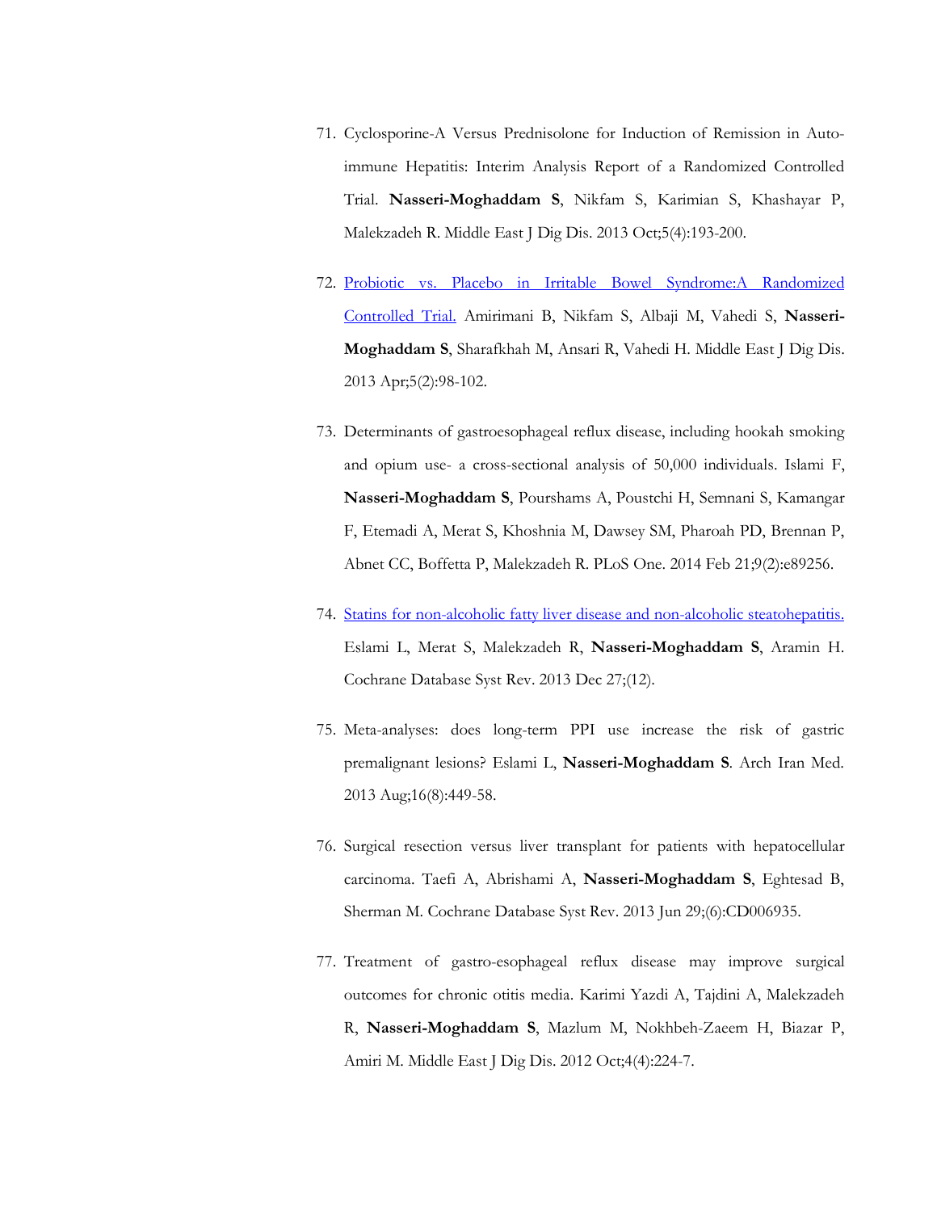71. Cyclosporine-A Versus Prednisolone for Induction of Remission in Auto-immune Hepatitis: Interim Analysis Report of a Randomized Controlled Trial. **Nasseri-Moghaddam S**, Nikfam S, Karimian S, Khashayar P, Malekzadeh R. Middle East J Dig Dis. 2013 Oct;5(4):193-200.

72. Probiotic vs. Placebo in Irritable Bowel Syndrome:A Randomized Controlled Trial. Amirimani B, Nikfam S, Albaji M, Vahedi S, **Nasseri-Moghaddam S**, Sharafkhah M, Ansari R, Vahedi H. Middle East J Dig Dis. 2013 Apr;5(2):98-102.

73. Determinants of gastroesophageal reflux disease, including hookah smoking and opium use- a cross-sectional analysis of 50,000 individuals. Islami F, **Nasseri-Moghaddam S**, Pourshams A, Poustchi H, Semnani S, Kamangar F, Etemadi A, Merat S, Khoshnia M, Dawsey SM, Pharoah PD, Brennan P, Abnet CC, Boffetta P, Malekzadeh R. PLoS One. 2014 Feb 21;9(2):e89256.

74. Statins for non-alcoholic fatty liver disease and non-alcoholic steatohepatitis. Eslami L, Merat S, Malekzadeh R, **Nasseri-Moghaddam S**, Aramin H. Cochrane Database Syst Rev. 2013 Dec 27;(12).

75. Meta-analyses: does long-term PPI use increase the risk of gastric premalignant lesions? Eslami L, **Nasseri-Moghaddam S**. Arch Iran Med. 2013 Aug;16(8):449-58.

76. Surgical resection versus liver transplant for patients with hepatocellular carcinoma. Taefi A, Abrishami A, **Nasseri-Moghaddam S**, Eghtesad B, Sherman M. Cochrane Database Syst Rev. 2013 Jun 29;(6):CD006935.

77. Treatment of gastro-esophageal reflux disease may improve surgical outcomes for chronic otitis media. Karimi Yazdi A, Tajdini A, Malekzadeh R, **Nasseri-Moghaddam S**, Mazlum M, Nokhbeh-Zaeem H, Biazar P, Amiri M. Middle East J Dig Dis. 2012 Oct;4(4):224-7.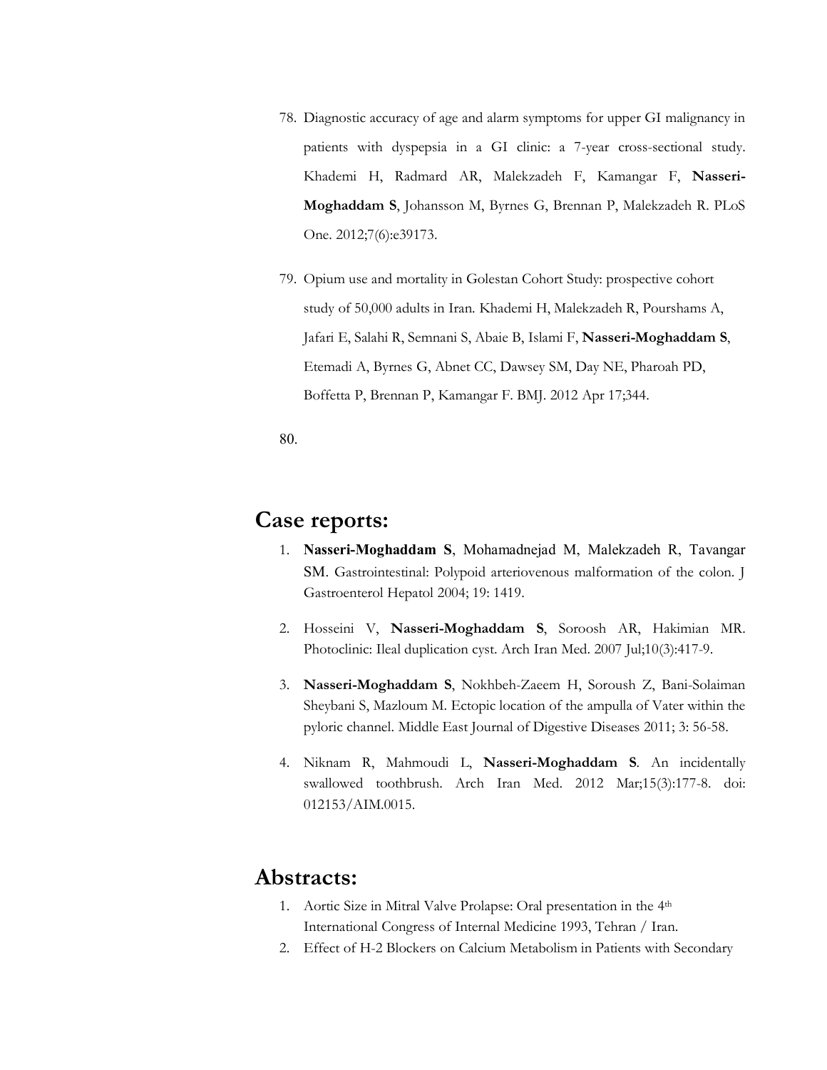78. Diagnostic accuracy of age and alarm symptoms for upper GI malignancy in patients with dyspepsia in a GI clinic: a 7-year cross-sectional study. Khademi H, Radmard AR, Malekzadeh F, Kamangar F, **Nasseri-Moghaddam S**, Johansson M, Byrnes G, Brennan P, Malekzadeh R. PLoS One. 2012;7(6):e39173.

79. Opium use and mortality in Golestan Cohort Study: prospective cohort study of 50,000 adults in Iran. Khademi H, Malekzadeh R, Pourshams A, Jafari E, Salahi R, Semnani S, Abaie B, Islami F, **Nasseri-Moghaddam S**, Etemadi A, Byrnes G, Abnet CC, Dawsey SM, Day NE, Pharoah PD, Boffetta P, Brennan P, Kamangar F. BMJ. 2012 Apr 17;344.

80.

## Case reports:

1. **Nasseri-Moghaddam S**, Mohamadnejad M, Malekzadeh R, Tavangar SM. Gastrointestinal: Polypoid arteriovenous malformation of the colon. J Gastroenterol Hepatol 2004; 19: 1419.

2. Hosseini V, **Nasseri-Moghaddam S**, Soroosh AR, Hakimian MR. Photoclinic: Ileal duplication cyst. Arch Iran Med. 2007 Jul;10(3):417-9.

3. **Nasseri-Moghaddam S**, Nokhbeh-Zaeem H, Soroush Z, Bani-Solaiman Sheybani S, Mazloum M. Ectopic location of the ampulla of Vater within the pyloric channel. Middle East Journal of Digestive Diseases 2011; 3: 56-58.

4. Niknam R, Mahmoudi L, **Nasseri-Moghaddam S**. An incidentally swallowed toothbrush. Arch Iran Med. 2012 Mar;15(3):177-8. doi: 012153/AIM.0015.

## Abstracts:

1. Aortic Size in Mitral Valve Prolapse: Oral presentation in the 4th International Congress of Internal Medicine 1993, Tehran / Iran.
2. Effect of H-2 Blockers on Calcium Metabolism in Patients with Secondary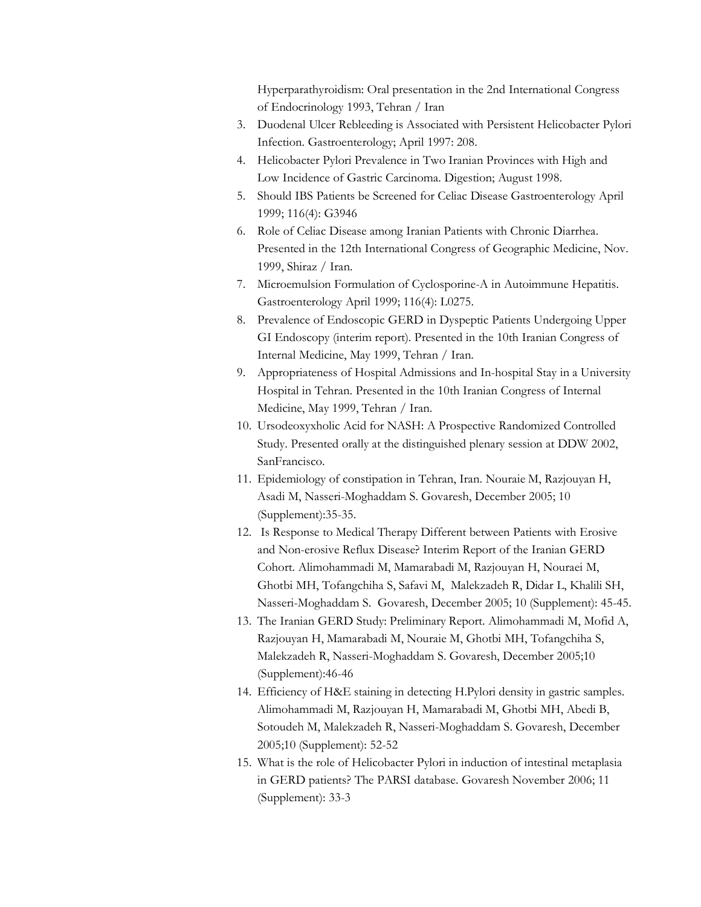Hyperparathyroidism: Oral presentation in the 2nd International Congress of Endocrinology 1993, Tehran / Iran

3. Duodenal Ulcer Rebleeding is Associated with Persistent Helicobacter Pylori Infection. Gastroenterology; April 1997: 208.
4. Helicobacter Pylori Prevalence in Two Iranian Provinces with High and Low Incidence of Gastric Carcinoma. Digestion; August 1998.
5. Should IBS Patients be Screened for Celiac Disease Gastroenterology April 1999; 116(4): G3946
6. Role of Celiac Disease among Iranian Patients with Chronic Diarrhea. Presented in the 12th International Congress of Geographic Medicine, Nov. 1999, Shiraz / Iran.
7. Microemulsion Formulation of Cyclosporine-A in Autoimmune Hepatitis. Gastroenterology April 1999; 116(4): L0275.
8. Prevalence of Endoscopic GERD in Dyspeptic Patients Undergoing Upper GI Endoscopy (interim report). Presented in the 10th Iranian Congress of Internal Medicine, May 1999, Tehran / Iran.
9. Appropriateness of Hospital Admissions and In-hospital Stay in a University Hospital in Tehran. Presented in the 10th Iranian Congress of Internal Medicine, May 1999, Tehran / Iran.
10. Ursodeoxyxholic Acid for NASH: A Prospective Randomized Controlled Study. Presented orally at the distinguished plenary session at DDW 2002, SanFrancisco.
11. Epidemiology of constipation in Tehran, Iran. Nouraie M, Razjouyan H, Asadi M, Nasseri-Moghaddam S. Govaresh, December 2005; 10 (Supplement):35-35.
12. Is Response to Medical Therapy Different between Patients with Erosive and Non-erosive Reflux Disease? Interim Report of the Iranian GERD Cohort. Alimohammadi M, Mamarabadi M, Razjouyan H, Nouraei M, Ghotbi MH, Tofangchiha S, Safavi M, Malekzadeh R, Didar L, Khalili SH, Nasseri-Moghaddam S. Govaresh, December 2005; 10 (Supplement): 45-45.
13. The Iranian GERD Study: Preliminary Report. Alimohammadi M, Mofid A, Razjouyan H, Mamarabadi M, Nouraie M, Ghotbi MH, Tofangchiha S, Malekzadeh R, Nasseri-Moghaddam S. Govaresh, December 2005;10 (Supplement):46-46
14. Efficiency of H&E staining in detecting H.Pylori density in gastric samples. Alimohammadi M, Razjouyan H, Mamarabadi M, Ghotbi MH, Abedi B, Sotoudeh M, Malekzadeh R, Nasseri-Moghaddam S. Govaresh, December 2005;10 (Supplement): 52-52
15. What is the role of Helicobacter Pylori in induction of intestinal metaplasia in GERD patients? The PARSI database. Govaresh November 2006; 11 (Supplement): 33-3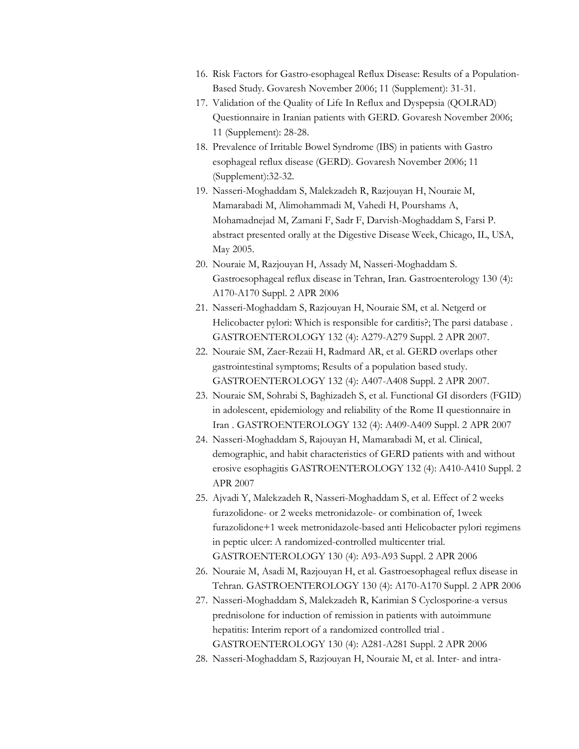16. Risk Factors for Gastro-esophageal Reflux Disease: Results of a Population-Based Study. Govaresh November 2006; 11 (Supplement): 31-31.
17. Validation of the Quality of Life In Reflux and Dyspepsia (QOLRAD) Questionnaire in Iranian patients with GERD. Govaresh November 2006; 11 (Supplement): 28-28.
18. Prevalence of Irritable Bowel Syndrome (IBS) in patients with Gastro esophageal reflux disease (GERD). Govaresh November 2006; 11 (Supplement):32-32.
19. Nasseri-Moghaddam S, Malekzadeh R, Razjouyan H, Nouraie M, Mamarabadi M, Alimohammadi M, Vahedi H, Pourshams A, Mohamadnejad M, Zamani F, Sadr F, Darvish-Moghaddam S, Farsi P. abstract presented orally at the Digestive Disease Week, Chicago, IL, USA, May 2005.
20. Nouraie M, Razjouyan H, Assady M, Nasseri-Moghaddam S. Gastroesophageal reflux disease in Tehran, Iran. Gastroenterology 130 (4): A170-A170 Suppl. 2 APR 2006
21. Nasseri-Moghaddam S, Razjouyan H, Nouraie SM, et al. Netgerd or Helicobacter pylori: Which is responsible for carditis?; The parsi database . GASTROENTEROLOGY 132 (4): A279-A279 Suppl. 2 APR 2007.
22. Nouraie SM, Zaer-Rezaii H, Radmard AR, et al. GERD overlaps other gastrointestinal symptoms; Results of a population based study. GASTROENTEROLOGY 132 (4): A407-A408 Suppl. 2 APR 2007.
23. Nouraie SM, Sohrabi S, Baghizadeh S, et al. Functional GI disorders (FGID) in adolescent, epidemiology and reliability of the Rome II questionnaire in Iran . GASTROENTEROLOGY 132 (4): A409-A409 Suppl. 2 APR 2007
24. Nasseri-Moghaddam S, Rajouyan H, Mamarabadi M, et al. Clinical, demographic, and habit characteristics of GERD patients with and without erosive esophagitis GASTROENTEROLOGY 132 (4): A410-A410 Suppl. 2 APR 2007
25. Ajvadi Y, Malekzadeh R, Nasseri-Moghaddam S, et al. Effect of 2 weeks furazolidone- or 2 weeks metronidazole- or combination of, 1week furazolidone+1 week metronidazole-based anti Helicobacter pylori regimens in peptic ulcer: A randomized-controlled multicenter trial. GASTROENTEROLOGY 130 (4): A93-A93 Suppl. 2 APR 2006
26. Nouraie M, Asadi M, Razjouyan H, et al. Gastroesophageal reflux disease in Tehran. GASTROENTEROLOGY 130 (4): A170-A170 Suppl. 2 APR 2006
27. Nasseri-Moghaddam S, Malekzadeh R, Karimian S Cyclosporine-a versus prednisolone for induction of remission in patients with autoimmune hepatitis: Interim report of a randomized controlled trial . GASTROENTEROLOGY 130 (4): A281-A281 Suppl. 2 APR 2006
28. Nasseri-Moghaddam S, Razjouyan H, Nouraie M, et al. Inter- and intra-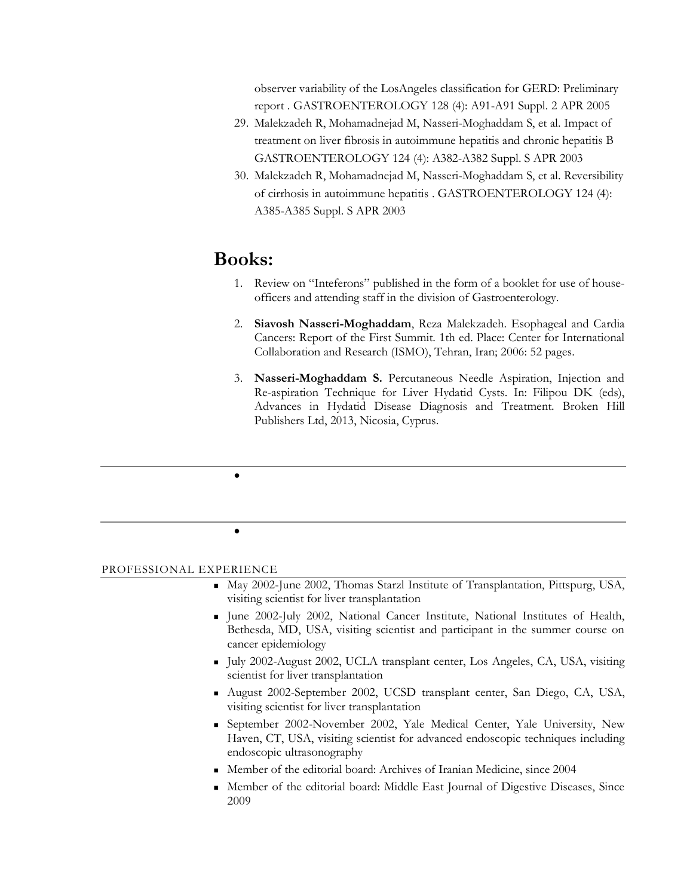observer variability of the LosAngeles classification for GERD: Preliminary report . GASTROENTEROLOGY 128 (4): A91-A91 Suppl. 2 APR 2005

29. Malekzadeh R, Mohamadnejad M, Nasseri-Moghaddam S, et al. Impact of treatment on liver fibrosis in autoimmune hepatitis and chronic hepatitis B GASTROENTEROLOGY 124 (4): A382-A382 Suppl. S APR 2003
30. Malekzadeh R, Mohamadnejad M, Nasseri-Moghaddam S, et al. Reversibility of cirrhosis in autoimmune hepatitis . GASTROENTEROLOGY 124 (4): A385-A385 Suppl. S APR 2003

# Books:

1. Review on "Inteferons" published in the form of a booklet for use of house-officers and attending staff in the division of Gastroenterology.

2. **Siavosh Nasseri-Moghaddam**, Reza Malekzadeh. Esophageal and Cardia Cancers: Report of the First Summit. 1th ed. Place: Center for International Collaboration and Research (ISMO), Tehran, Iran; 2006: 52 pages.

3. **Nasseri-Moghaddam S.** Percutaneous Needle Aspiration, Injection and Re-aspiration Technique for Liver Hydatid Cysts. In: Filipou DK (eds), Advances in Hydatid Disease Diagnosis and Treatment. Broken Hill Publishers Ltd, 2013, Nicosia, Cyprus.

## PROFESSIONAL EXPERIENCE

- May 2002-June 2002, Thomas Starzl Institute of Transplantation, Pittspurg, USA, visiting scientist for liver transplantation
- June 2002-July 2002, National Cancer Institute, National Institutes of Health, Bethesda, MD, USA, visiting scientist and participant in the summer course on cancer epidemiology
- July 2002-August 2002, UCLA transplant center, Los Angeles, CA, USA, visiting scientist for liver transplantation
- August 2002-September 2002, UCSD transplant center, San Diego, CA, USA, visiting scientist for liver transplantation
- September 2002-November 2002, Yale Medical Center, Yale University, New Haven, CT, USA, visiting scientist for advanced endoscopic techniques including endoscopic ultrasonography
- Member of the editorial board: Archives of Iranian Medicine, since 2004
- Member of the editorial board: Middle East Journal of Digestive Diseases, Since 2009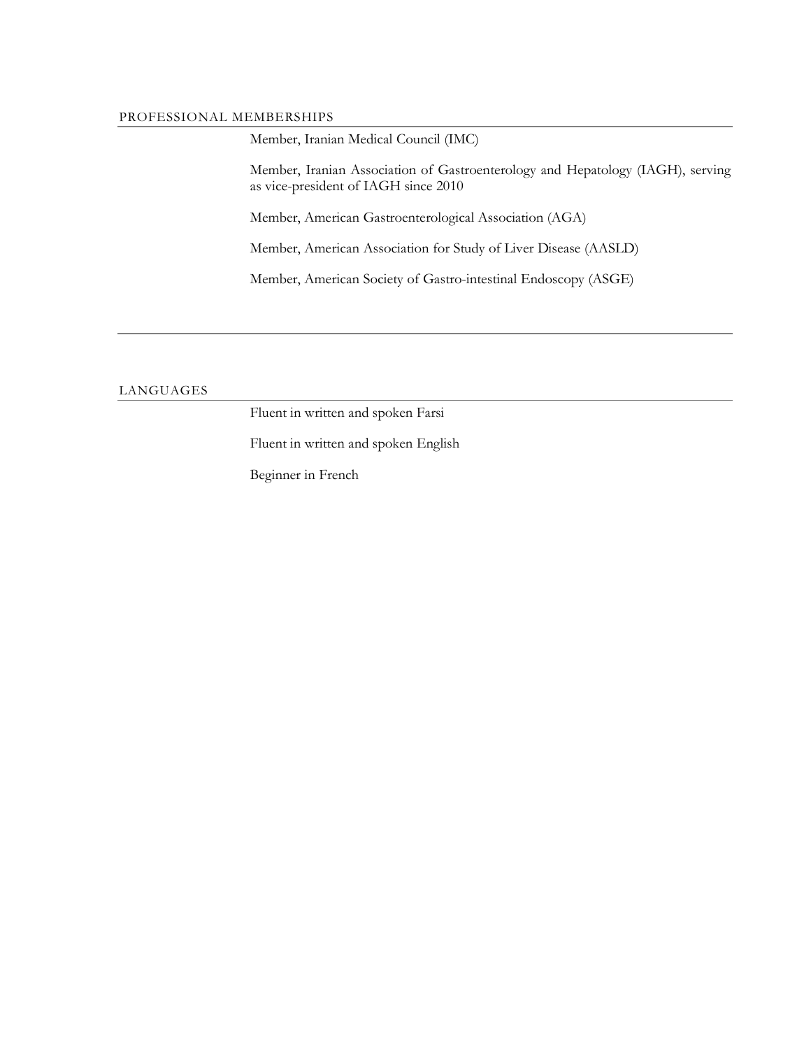## PROFESSIONAL MEMBERSHIPS

Member, Iranian Medical Council (IMC)

Member, Iranian Association of Gastroenterology and Hepatology (IAGH), serving as vice-president of IAGH since 2010

Member, American Gastroenterological Association (AGA)

Member, American Association for Study of Liver Disease (AASLD)

Member, American Society of Gastro-intestinal Endoscopy (ASGE)

## LANGUAGES

Fluent in written and spoken Farsi

Fluent in written and spoken English

Beginner in French